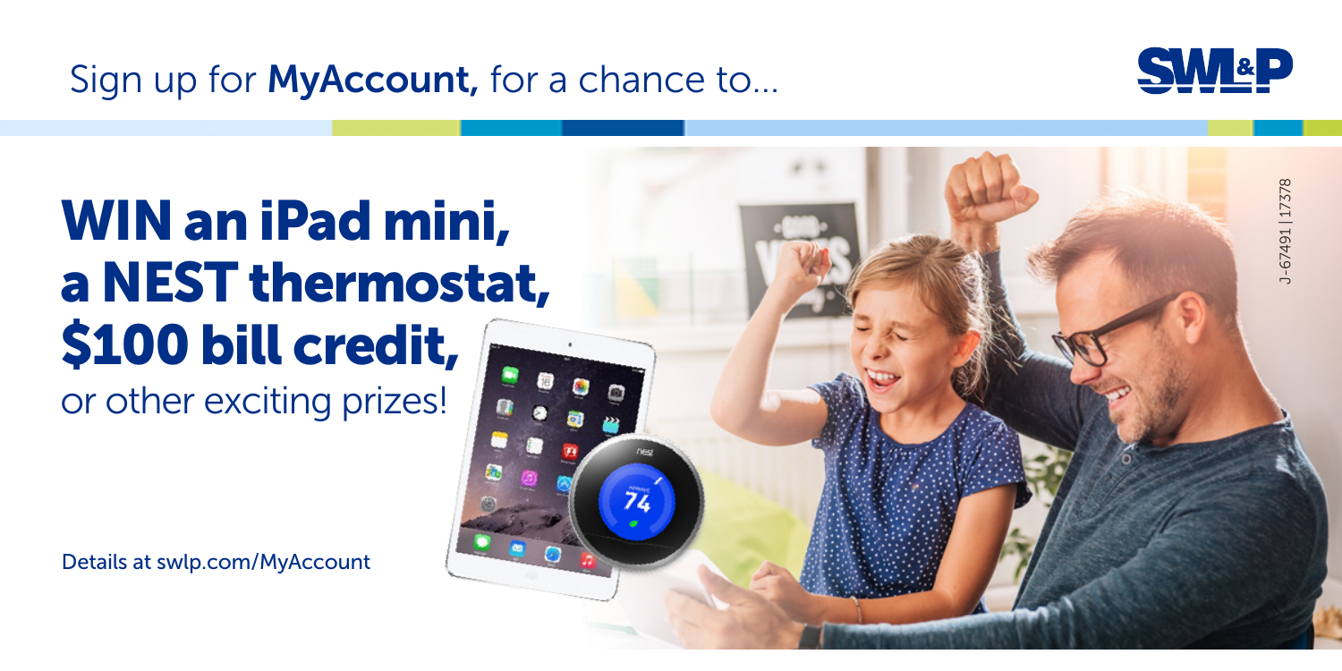Sign up for **MyAccount,** for a chance to...

SWL&P

# WIN an iPad mini, a NEST thermostat, $100 bill credit,

or other exciting prizes!

Details at swlp.com/MyAccount

J-67491 | 17378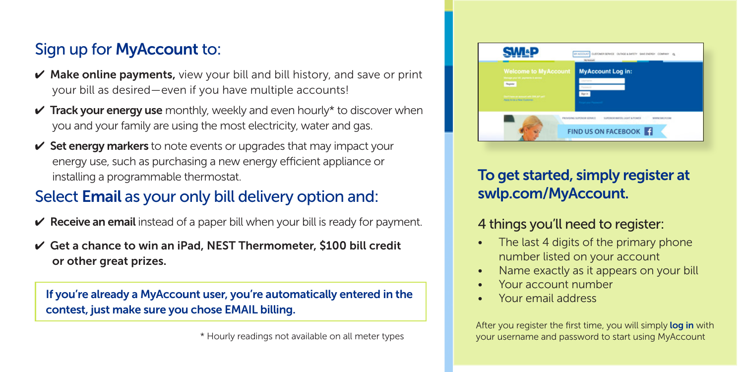## Sign up for **MyAccount** to:

- ✔ **Make online payments,** view your bill and bill history, and save or print your bill as desired—even if you have multiple accounts!
- ✔ **Track your energy use** monthly, weekly and even hourly* to discover when you and your family are using the most electricity, water and gas.
- ✔ **Set energy markers** to note events or upgrades that may impact your energy use, such as purchasing a new energy efficient appliance or installing a programmable thermostat.

## Select **Email** as your only bill delivery option and:

- ✔ **Receive an email** instead of a paper bill when your bill is ready for payment.
- ✔ **Get a chance to win an iPad, NEST Thermometer, $100 bill credit or other great prizes.**

**If you're already a MyAccount user, you're automatically entered in the contest, just make sure you chose EMAIL billing.**

\* Hourly readings not available on all meter types

SWL&P

Welcome to MyAccount

MyAccount Log in:

FIND US ON FACEBOOK

## To get started, simply register at swlp.com/MyAccount.

### 4 things you'll need to register:

- The last 4 digits of the primary phone number listed on your account
- Name exactly as it appears on your bill
- Your account number
- Your email address

After you register the first time, you will simply **log in** with your username and password to start using MyAccount